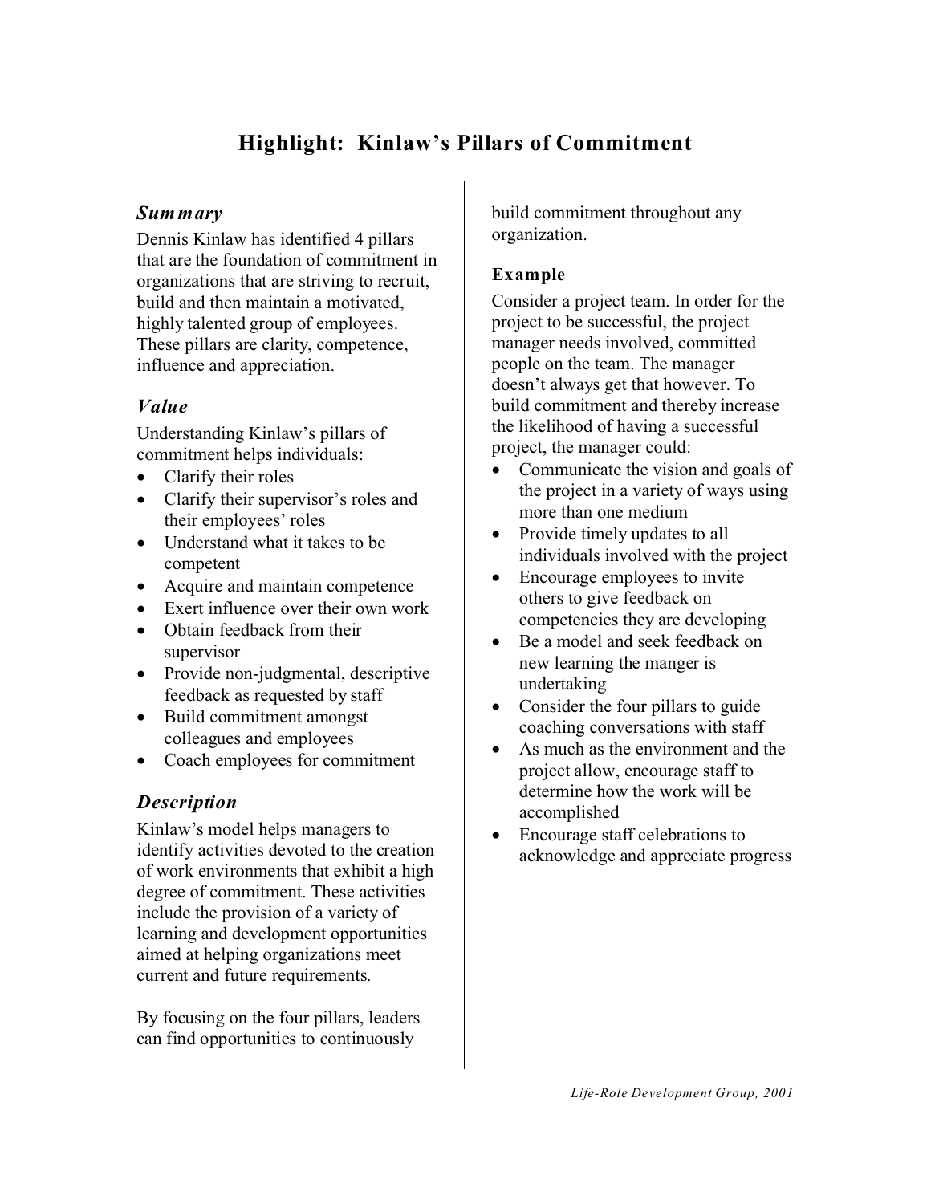# Highlight: Kinlaw's Pillars of Commitment

## *Summary*

Dennis Kinlaw has identified 4 pillars that are the foundation of commitment in organizations that are striving to recruit, build and then maintain a motivated, highly talented group of employees. These pillars are clarity, competence, influence and appreciation.

## *Value*

Understanding Kinlaw's pillars of commitment helps individuals:

- Clarify their roles
- Clarify their supervisor's roles and their employees' roles
- Understand what it takes to be competent
- Acquire and maintain competence
- Exert influence over their own work
- Obtain feedback from their supervisor
- Provide non-judgmental, descriptive feedback as requested by staff
- Build commitment amongst colleagues and employees
- Coach employees for commitment

## *Description*

Kinlaw's model helps managers to identify activities devoted to the creation of work environments that exhibit a high degree of commitment. These activities include the provision of a variety of learning and development opportunities aimed at helping organizations meet current and future requirements.

By focusing on the four pillars, leaders can find opportunities to continuously build commitment throughout any organization.

### Example

Consider a project team. In order for the project to be successful, the project manager needs involved, committed people on the team. The manager doesn't always get that however. To build commitment and thereby increase the likelihood of having a successful project, the manager could:

- Communicate the vision and goals of the project in a variety of ways using more than one medium
- Provide timely updates to all individuals involved with the project
- Encourage employees to invite others to give feedback on competencies they are developing
- Be a model and seek feedback on new learning the manger is undertaking
- Consider the four pillars to guide coaching conversations with staff
- As much as the environment and the project allow, encourage staff to determine how the work will be accomplished
- Encourage staff celebrations to acknowledge and appreciate progress

*Life-Role Development Group, 2001*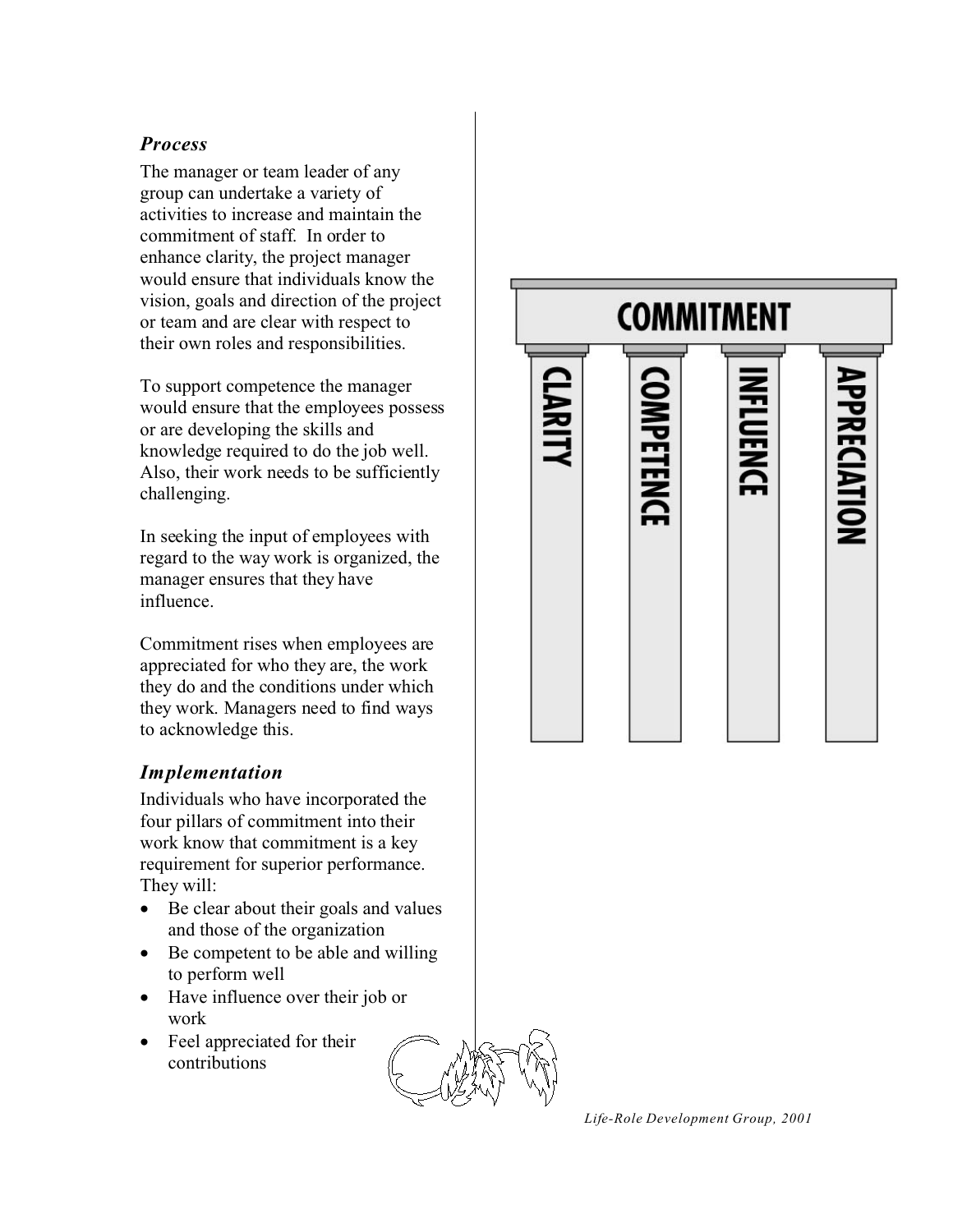### *Process*

The manager or team leader of any group can undertake a variety of activities to increase and maintain the commitment of staff. In order to enhance clarity, the project manager would ensure that individuals know the vision, goals and direction of the project or team and are clear with respect to their own roles and responsibilities.

To support competence the manager would ensure that the employees possess or are developing the skills and knowledge required to do the job well. Also, their work needs to be sufficiently challenging.

In seeking the input of employees with regard to the way work is organized, the manager ensures that they have influence.

Commitment rises when employees are appreciated for who they are, the work they do and the conditions under which they work. Managers need to find ways to acknowledge this.

### *Implementation*

Individuals who have incorporated the four pillars of commitment into their work know that commitment is a key requirement for superior performance. They will:

- Be clear about their goals and values and those of the organization
- Be competent to be able and willing to perform well
- Have influence over their job or work
- Feel appreciated for their contributions

COMMITMENT

CLARITY

COMPETENCE

INFLUENCE

APPRECIATION